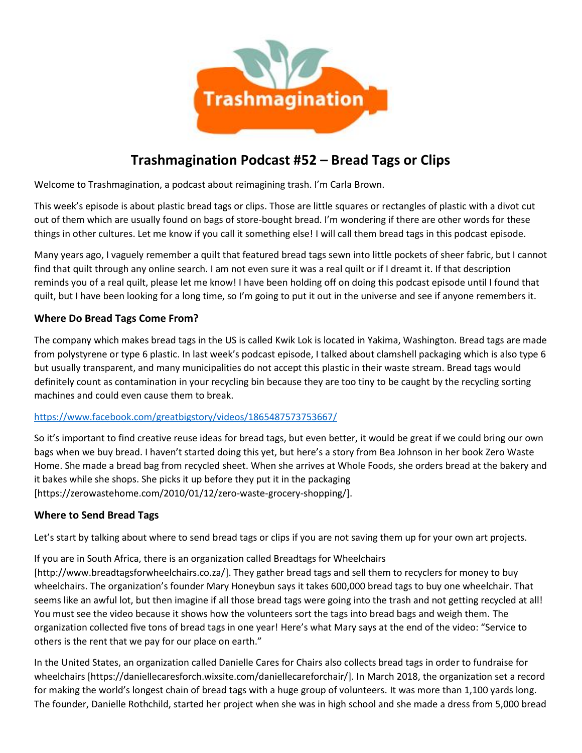# Trashmagination Podcast #52 – Bread Tags or Clips

Welcome to Trashmagination, a podcast about reimagining trash. I'm Carla Brown.

This week's episode is about plastic bread tags or clips. Those are little squares or rectangles of plastic with a divot cut out of them which are usually found on bags of store-bought bread. I'm wondering if there are other words for these things in other cultures. Let me know if you call it something else! I will call them bread tags in this podcast episode.

Many years ago, I vaguely remember a quilt that featured bread tags sewn into little pockets of sheer fabric, but I cannot find that quilt through any online search. I am not even sure it was a real quilt or if I dreamt it. If that description reminds you of a real quilt, please let me know! I have been holding off on doing this podcast episode until I found that quilt, but I have been looking for a long time, so I'm going to put it out in the universe and see if anyone remembers it.

### Where Do Bread Tags Come From?

The company which makes bread tags in the US is called Kwik Lok is located in Yakima, Washington. Bread tags are made from polystyrene or type 6 plastic. In last week's podcast episode, I talked about clamshell packaging which is also type 6 but usually transparent, and many municipalities do not accept this plastic in their waste stream. Bread tags would definitely count as contamination in your recycling bin because they are too tiny to be caught by the recycling sorting machines and could even cause them to break.

https://www.facebook.com/greatbigstory/videos/1865487573753667/

So it's important to find creative reuse ideas for bread tags, but even better, it would be great if we could bring our own bags when we buy bread. I haven't started doing this yet, but here's a story from Bea Johnson in her book Zero Waste Home. She made a bread bag from recycled sheet. When she arrives at Whole Foods, she orders bread at the bakery and it bakes while she shops. She picks it up before they put it in the packaging [https://zerowastehome.com/2010/01/12/zero-waste-grocery-shopping/].

### Where to Send Bread Tags

Let's start by talking about where to send bread tags or clips if you are not saving them up for your own art projects.

If you are in South Africa, there is an organization called Breadtags for Wheelchairs [http://www.breadtagsforwheelchairs.co.za/]. They gather bread tags and sell them to recyclers for money to buy wheelchairs. The organization's founder Mary Honeybun says it takes 600,000 bread tags to buy one wheelchair. That seems like an awful lot, but then imagine if all those bread tags were going into the trash and not getting recycled at all! You must see the video because it shows how the volunteers sort the tags into bread bags and weigh them. The organization collected five tons of bread tags in one year! Here's what Mary says at the end of the video: "Service to others is the rent that we pay for our place on earth."

In the United States, an organization called Danielle Cares for Chairs also collects bread tags in order to fundraise for wheelchairs [https://daniellecaresforch.wixsite.com/daniellecareforchair/]. In March 2018, the organization set a record for making the world's longest chain of bread tags with a huge group of volunteers. It was more than 1,100 yards long. The founder, Danielle Rothchild, started her project when she was in high school and she made a dress from 5,000 bread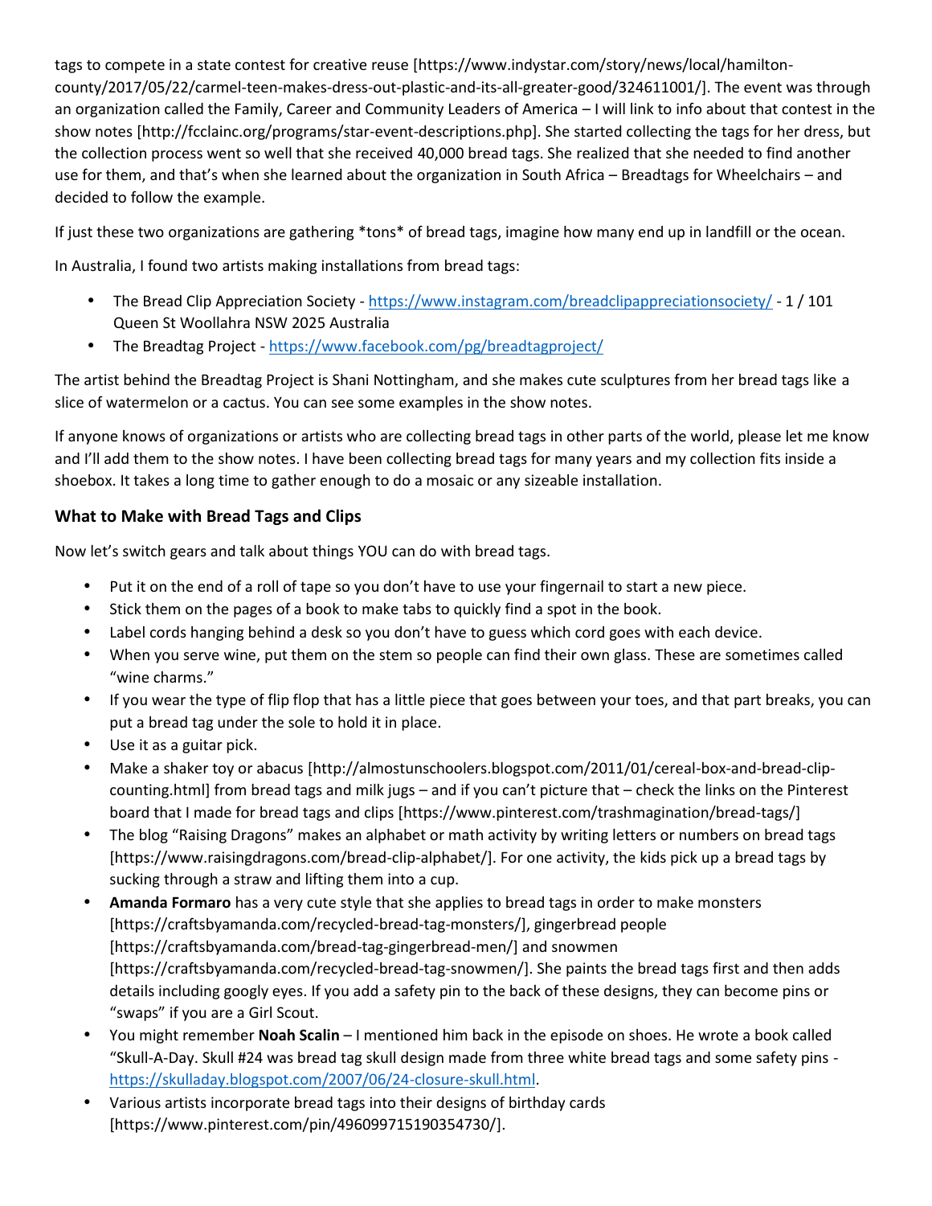tags to compete in a state contest for creative reuse [https://www.indystar.com/story/news/local/hamilton-county/2017/05/22/carmel-teen-makes-dress-out-plastic-and-its-all-greater-good/324611001/]. The event was through an organization called the Family, Career and Community Leaders of America – I will link to info about that contest in the show notes [http://fcclainc.org/programs/star-event-descriptions.php]. She started collecting the tags for her dress, but the collection process went so well that she received 40,000 bread tags. She realized that she needed to find another use for them, and that's when she learned about the organization in South Africa – Breadtags for Wheelchairs – and decided to follow the example.

If just these two organizations are gathering *tons* of bread tags, imagine how many end up in landfill or the ocean.

In Australia, I found two artists making installations from bread tags:

- The Bread Clip Appreciation Society - https://www.instagram.com/breadclipappreciationsociety/ - 1 / 101 Queen St Woollahra NSW 2025 Australia
- The Breadtag Project - https://www.facebook.com/pg/breadtagproject/

The artist behind the Breadtag Project is Shani Nottingham, and she makes cute sculptures from her bread tags like a slice of watermelon or a cactus. You can see some examples in the show notes.

If anyone knows of organizations or artists who are collecting bread tags in other parts of the world, please let me know and I'll add them to the show notes. I have been collecting bread tags for many years and my collection fits inside a shoebox. It takes a long time to gather enough to do a mosaic or any sizeable installation.

### What to Make with Bread Tags and Clips

Now let's switch gears and talk about things YOU can do with bread tags.

- Put it on the end of a roll of tape so you don't have to use your fingernail to start a new piece.
- Stick them on the pages of a book to make tabs to quickly find a spot in the book.
- Label cords hanging behind a desk so you don't have to guess which cord goes with each device.
- When you serve wine, put them on the stem so people can find their own glass. These are sometimes called "wine charms."
- If you wear the type of flip flop that has a little piece that goes between your toes, and that part breaks, you can put a bread tag under the sole to hold it in place.
- Use it as a guitar pick.
- Make a shaker toy or abacus [http://almostunschoolers.blogspot.com/2011/01/cereal-box-and-bread-clip-counting.html] from bread tags and milk jugs – and if you can't picture that – check the links on the Pinterest board that I made for bread tags and clips [https://www.pinterest.com/trashmagination/bread-tags/]
- The blog "Raising Dragons" makes an alphabet or math activity by writing letters or numbers on bread tags [https://www.raisingdragons.com/bread-clip-alphabet/]. For one activity, the kids pick up a bread tags by sucking through a straw and lifting them into a cup.
- **Amanda Formaro** has a very cute style that she applies to bread tags in order to make monsters [https://craftsbyamanda.com/recycled-bread-tag-monsters/], gingerbread people [https://craftsbyamanda.com/bread-tag-gingerbread-men/] and snowmen [https://craftsbyamanda.com/recycled-bread-tag-snowmen/]. She paints the bread tags first and then adds details including googly eyes. If you add a safety pin to the back of these designs, they can become pins or "swaps" if you are a Girl Scout.
- You might remember **Noah Scalin** – I mentioned him back in the episode on shoes. He wrote a book called "Skull-A-Day. Skull #24 was bread tag skull design made from three white bread tags and some safety pins - https://skulladay.blogspot.com/2007/06/24-closure-skull.html.
- Various artists incorporate bread tags into their designs of birthday cards [https://www.pinterest.com/pin/496099715190354730/].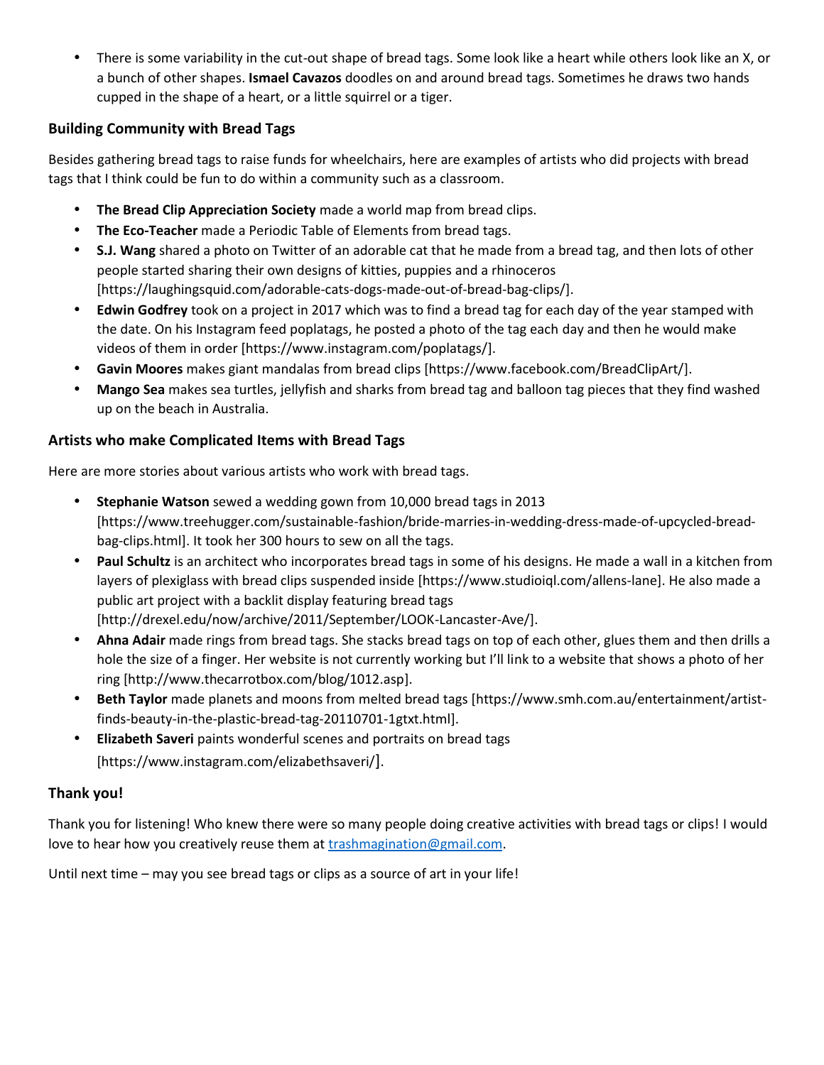- There is some variability in the cut-out shape of bread tags. Some look like a heart while others look like an X, or a bunch of other shapes. **Ismael Cavazos** doodles on and around bread tags. Sometimes he draws two hands cupped in the shape of a heart, or a little squirrel or a tiger.

### Building Community with Bread Tags

Besides gathering bread tags to raise funds for wheelchairs, here are examples of artists who did projects with bread tags that I think could be fun to do within a community such as a classroom.

- **The Bread Clip Appreciation Society** made a world map from bread clips.
- **The Eco-Teacher** made a Periodic Table of Elements from bread tags.
- **S.J. Wang** shared a photo on Twitter of an adorable cat that he made from a bread tag, and then lots of other people started sharing their own designs of kitties, puppies and a rhinoceros [https://laughingsquid.com/adorable-cats-dogs-made-out-of-bread-bag-clips/].
- **Edwin Godfrey** took on a project in 2017 which was to find a bread tag for each day of the year stamped with the date. On his Instagram feed poplatags, he posted a photo of the tag each day and then he would make videos of them in order [https://www.instagram.com/poplatags/].
- **Gavin Moores** makes giant mandalas from bread clips [https://www.facebook.com/BreadClipArt/].
- **Mango Sea** makes sea turtles, jellyfish and sharks from bread tag and balloon tag pieces that they find washed up on the beach in Australia.

### Artists who make Complicated Items with Bread Tags

Here are more stories about various artists who work with bread tags.

- **Stephanie Watson** sewed a wedding gown from 10,000 bread tags in 2013 [https://www.treehugger.com/sustainable-fashion/bride-marries-in-wedding-dress-made-of-upcycled-bread-bag-clips.html]. It took her 300 hours to sew on all the tags.
- **Paul Schultz** is an architect who incorporates bread tags in some of his designs. He made a wall in a kitchen from layers of plexiglass with bread clips suspended inside [https://www.studioiql.com/allens-lane]. He also made a public art project with a backlit display featuring bread tags [http://drexel.edu/now/archive/2011/September/LOOK-Lancaster-Ave/].
- **Ahna Adair** made rings from bread tags. She stacks bread tags on top of each other, glues them and then drills a hole the size of a finger. Her website is not currently working but I'll link to a website that shows a photo of her ring [http://www.thecarrotbox.com/blog/1012.asp].
- **Beth Taylor** made planets and moons from melted bread tags [https://www.smh.com.au/entertainment/artist-finds-beauty-in-the-plastic-bread-tag-20110701-1gtxt.html].
- **Elizabeth Saveri** paints wonderful scenes and portraits on bread tags [https://www.instagram.com/elizabethsaveri/].

### Thank you!

Thank you for listening! Who knew there were so many people doing creative activities with bread tags or clips! I would love to hear how you creatively reuse them at trashmagination@gmail.com.

Until next time – may you see bread tags or clips as a source of art in your life!